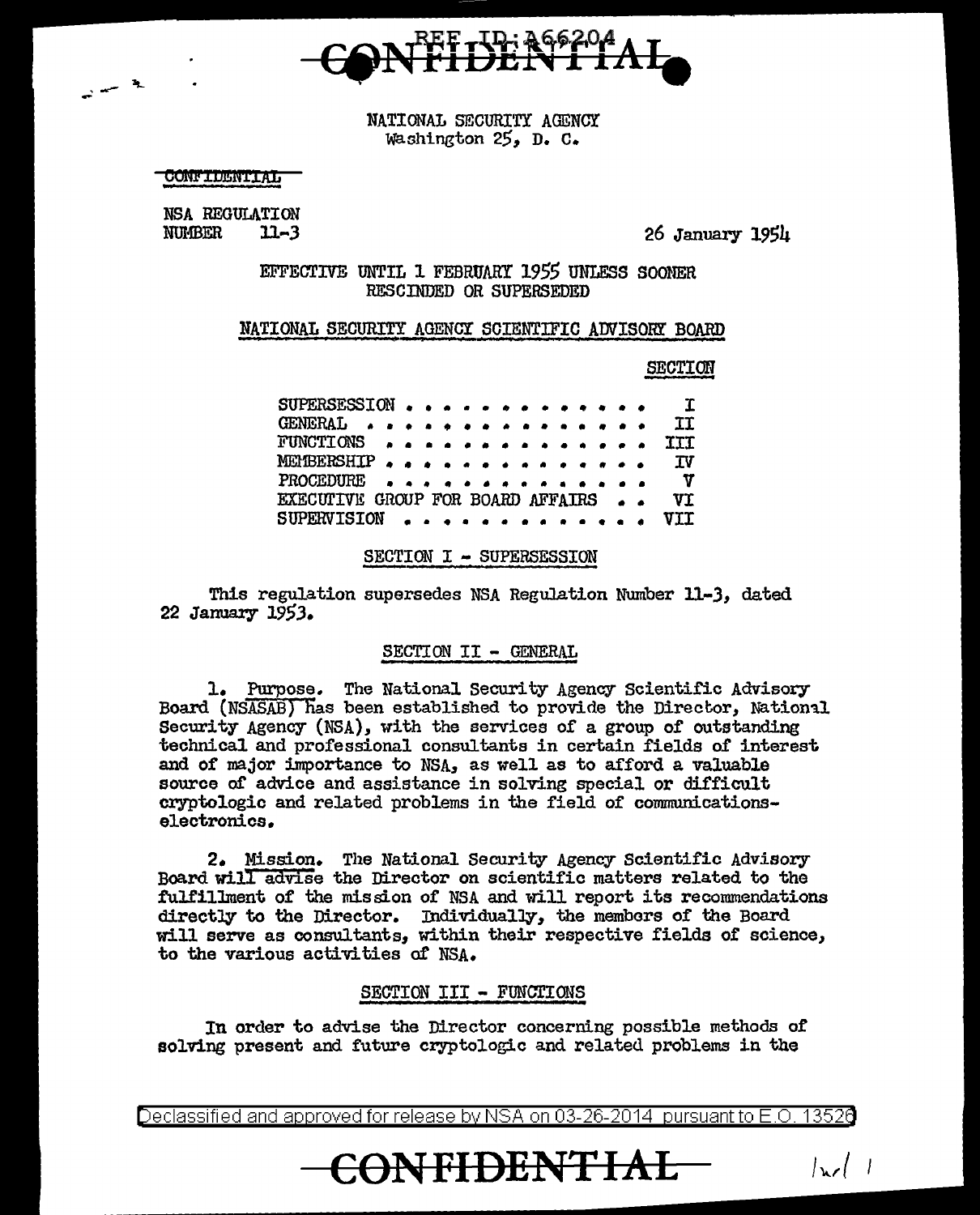CONFIDENTIAL

NATIONAL SECURITY AGENCY
Washington 25, D. C.

CONFIDENTIAL

NSA REGULATION
NUMBER 11-3

26 January 1954

EFFECTIVE UNTIL 1 FEBRUARY 1955 UNLESS SOONER RESCINDED OR SUPERSEDED

## NATIONAL SECURITY AGENCY SCIENTIFIC ADVISORY BOARD

| | SECTION |
|---|---|
| SUPERSESSION | I |
| GENERAL | II |
| FUNCTIONS | III |
| MEMBERSHIP | IV |
| PROCEDURE | V |
| EXECUTIVE GROUP FOR BOARD AFFAIRS | VI |
| SUPERVISION | VII |

### SECTION I - SUPERSESSION

This regulation supersedes NSA Regulation Number 11-3, dated 22 January 1953.

### SECTION II - GENERAL

1. Purpose. The National Security Agency Scientific Advisory Board (NSASAB) has been established to provide the Director, National Security Agency (NSA), with the services of a group of outstanding technical and professional consultants in certain fields of interest and of major importance to NSA, as well as to afford a valuable source of advice and assistance in solving special or difficult cryptologic and related problems in the field of communications-electronics.

2. Mission. The National Security Agency Scientific Advisory Board will advise the Director on scientific matters related to the fulfillment of the mission of NSA and will report its recommendations directly to the Director. Individually, the members of the Board will serve as consultants, within their respective fields of science, to the various activities of NSA.

### SECTION III - FUNCTIONS

In order to advise the Director concerning possible methods of solving present and future cryptologic and related problems in the

Declassified and approved for release by NSA on 03-26-2014 pursuant to E.O. 13526

CONFIDENTIAL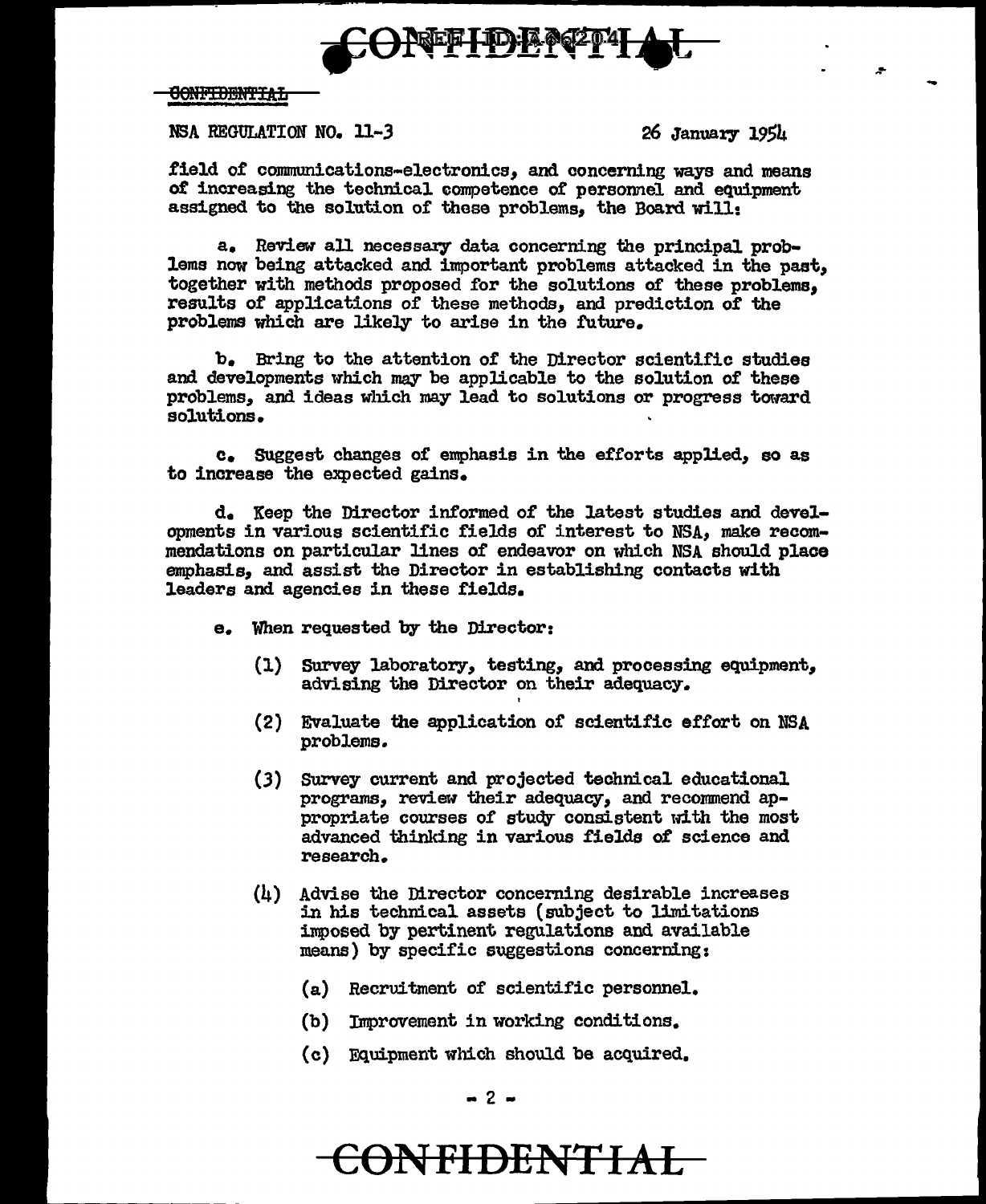NSA REGULATION NO. 11-3 26 January 1954

field of communications-electronics, and concerning ways and means of increasing the technical competence of personnel and equipment assigned to the solution of these problems, the Board will:

a. Review all necessary data concerning the principal problems now being attacked and important problems attacked in the past, together with methods proposed for the solutions of these problems, results of applications of these methods, and prediction of the problems which are likely to arise in the future.

b. Bring to the attention of the Director scientific studies and developments which may be applicable to the solution of these problems, and ideas which may lead to solutions or progress toward solutions.

c. Suggest changes of emphasis in the efforts applied, so as to increase the expected gains.

d. Keep the Director informed of the latest studies and developments in various scientific fields of interest to NSA, make recommendations on particular lines of endeavor on which NSA should place emphasis, and assist the Director in establishing contacts with leaders and agencies in these fields.

e. When requested by the Director:

(1) Survey laboratory, testing, and processing equipment, advising the Director on their adequacy.

(2) Evaluate the application of scientific effort on NSA problems.

(3) Survey current and projected technical educational programs, review their adequacy, and recommend appropriate courses of study consistent with the most advanced thinking in various fields of science and research.

(4) Advise the Director concerning desirable increases in his technical assets (subject to limitations imposed by pertinent regulations and available means) by specific suggestions concerning:

(a) Recruitment of scientific personnel.

(b) Improvement in working conditions.

(c) Equipment which should be acquired.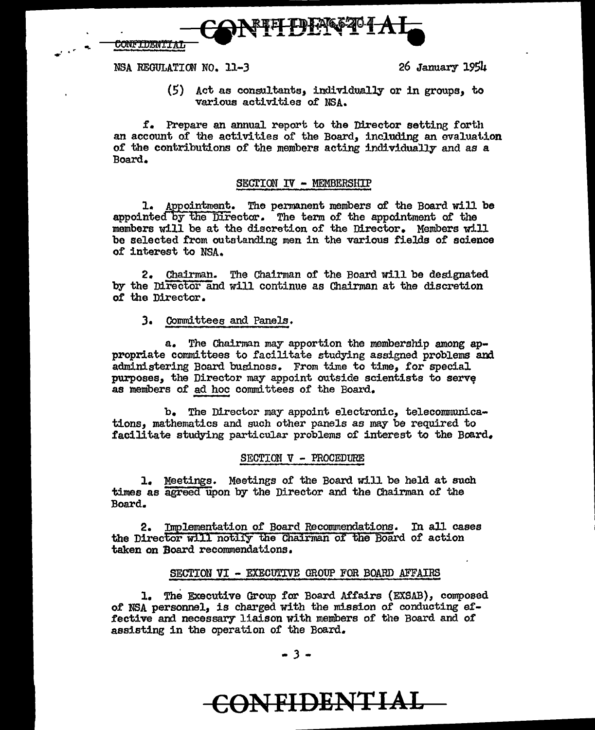(5) Act as consultants, individually or in groups, to various activities of NSA.

f. Prepare an annual report to the Director setting forth an account of the activities of the Board, including an evaluation of the contributions of the members acting individually and as a Board.

## SECTION IV - MEMBERSHIP

1. Appointment. The permanent members of the Board will be appointed by the Director. The term of the appointment of the members will be at the discretion of the Director. Members will be selected from outstanding men in the various fields of science of interest to NSA.

2. Chairman. The Chairman of the Board will be designated by the Director and will continue as Chairman at the discretion of the Director.

3. Committees and Panels.

a. The Chairman may apportion the membership among appropriate committees to facilitate studying assigned problems and administering Board business. From time to time, for special purposes, the Director may appoint outside scientists to serve as members of *ad hoc* committees of the Board.

b. The Director may appoint electronic, telecommunications, mathematics and such other panels as may be required to facilitate studying particular problems of interest to the Board.

## SECTION V - PROCEDURE

1. Meetings. Meetings of the Board will be held at such times as agreed upon by the Director and the Chairman of the Board.

2. Implementation of Board Recommendations. In all cases the Director will notify the Chairman of the Board of action taken on Board recommendations.

## SECTION VI - EXECUTIVE GROUP FOR BOARD AFFAIRS

1. The Executive Group for Board Affairs (EXSAB), composed of NSA personnel, is charged with the mission of conducting effective and necessary liaison with members of the Board and of assisting in the operation of the Board.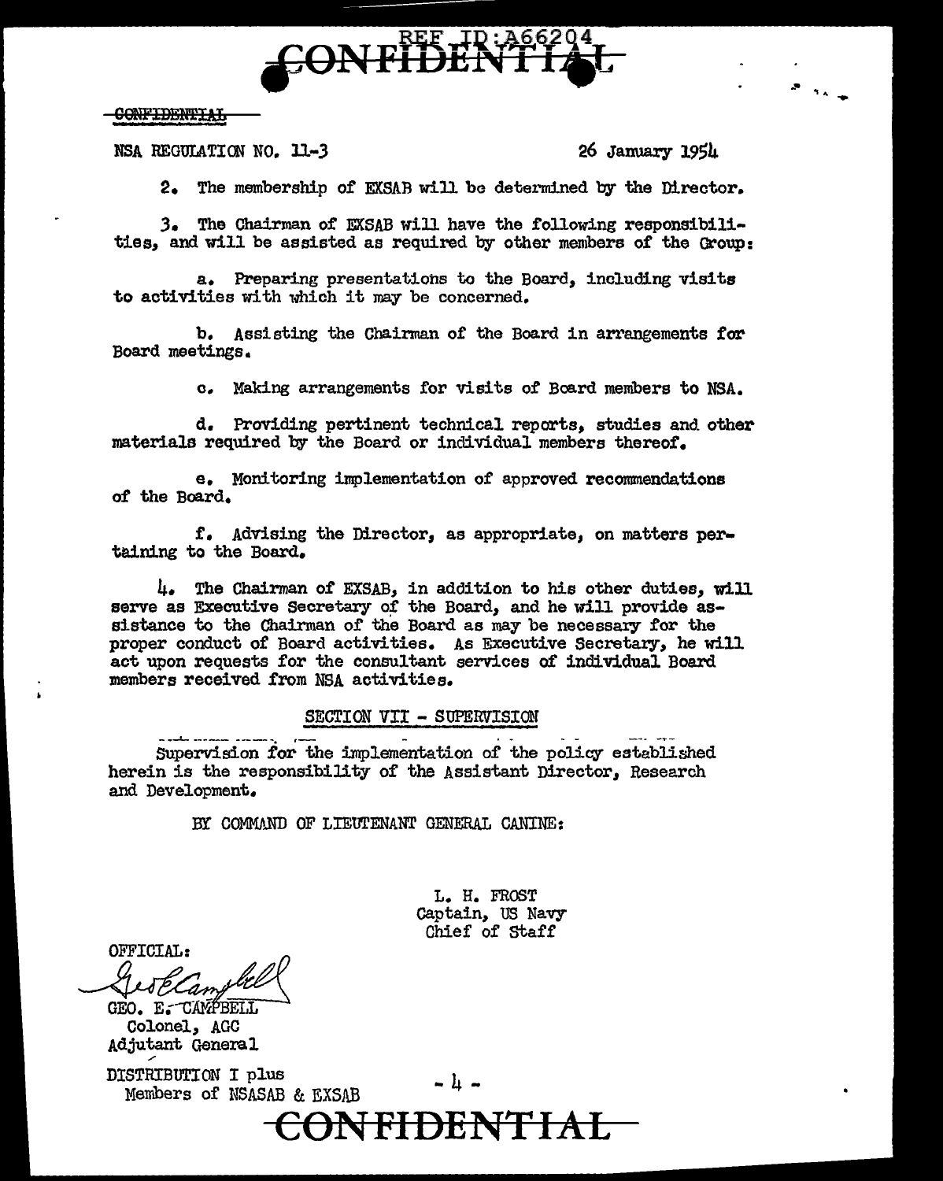CONFIDENTIAL

NSA REGULATION NO. 11-3 26 January 1954

2. The membership of EXSAB will be determined by the Director.

3. The Chairman of EXSAB will have the following responsibilities, and will be assisted as required by other members of the Group:

a. Preparing presentations to the Board, including visits to activities with which it may be concerned.

b. Assisting the Chairman of the Board in arrangements for Board meetings.

c. Making arrangements for visits of Board members to NSA.

d. Providing pertinent technical reports, studies and other materials required by the Board or individual members thereof.

e. Monitoring implementation of approved recommendations of the Board.

f. Advising the Director, as appropriate, on matters pertaining to the Board.

4. The Chairman of EXSAB, in addition to his other duties, will serve as Executive Secretary of the Board, and he will provide assistance to the Chairman of the Board as may be necessary for the proper conduct of Board activities. As Executive Secretary, he will act upon requests for the consultant services of individual Board members received from NSA activities.

## SECTION VII - SUPERVISION

Supervision for the implementation of the policy established herein is the responsibility of the Assistant Director, Research and Development.

BY COMMAND OF LIEUTENANT GENERAL CANINE:

L. H. FROST
Captain, US Navy
Chief of Staff

OFFICIAL:

GEO. E. CAMPBELL
Colonel, AGC
Adjutant General

DISTRIBUTION I plus
Members of NSASAB & EXSAB

CONFIDENTIAL